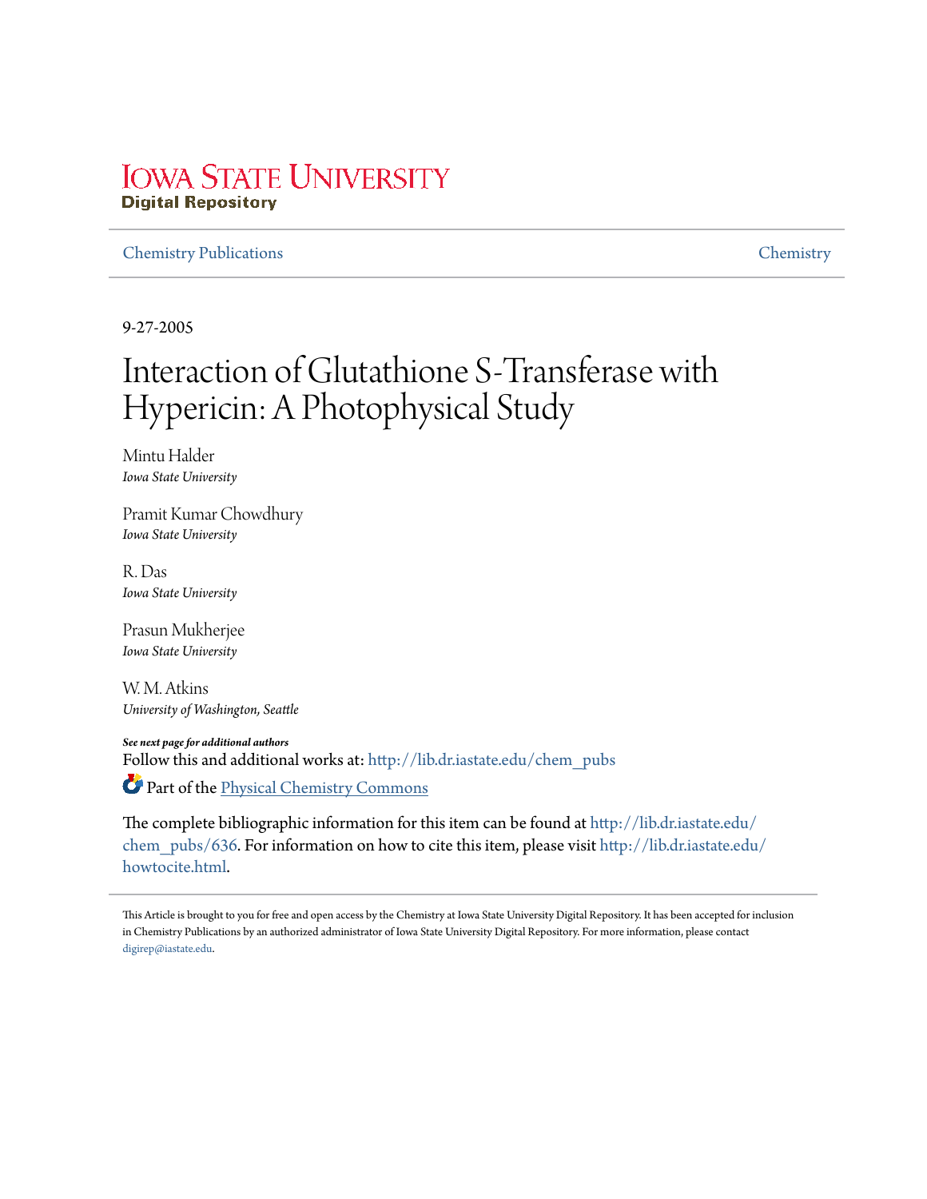# Iowa State University
**Digital Repository**

Chemistry Publications | Chemistry

9-27-2005

# Interaction of Glutathione S-Transferase with Hypericin: A Photophysical Study

Mintu Halder
*Iowa State University*

Pramit Kumar Chowdhury
*Iowa State University*

R. Das
*Iowa State University*

Prasun Mukherjee
*Iowa State University*

W. M. Atkins
*University of Washington, Seattle*

***See next page for additional authors***

Follow this and additional works at: http://lib.dr.iastate.edu/chem_pubs

Part of the Physical Chemistry Commons

The complete bibliographic information for this item can be found at http://lib.dr.iastate.edu/chem_pubs/636. For information on how to cite this item, please visit http://lib.dr.iastate.edu/howtocite.html.

This Article is brought to you for free and open access by the Chemistry at Iowa State University Digital Repository. It has been accepted for inclusion in Chemistry Publications by an authorized administrator of Iowa State University Digital Repository. For more information, please contact digirep@iastate.edu.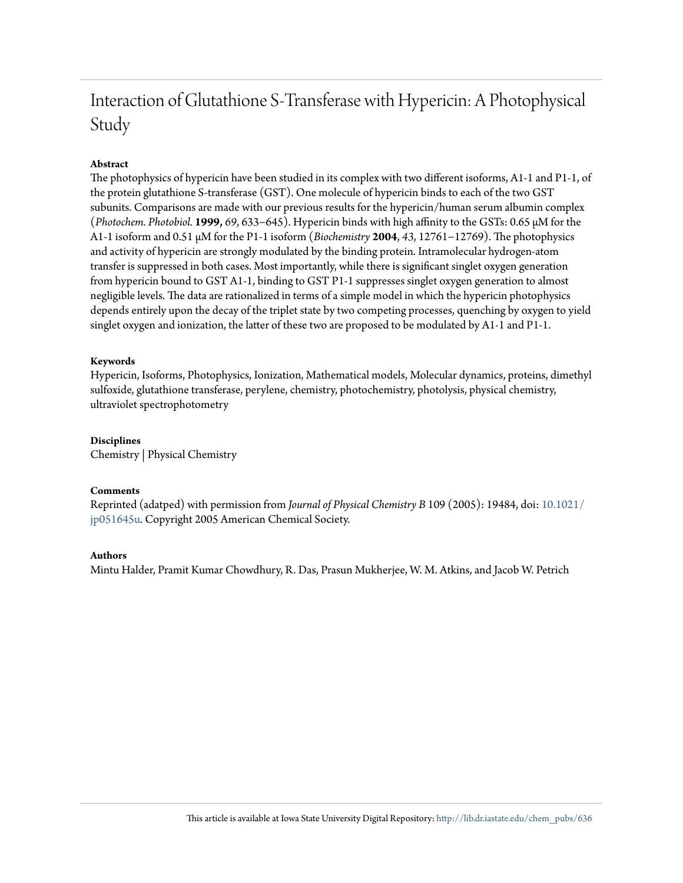# Interaction of Glutathione S-Transferase with Hypericin: A Photophysical Study

**Abstract**

The photophysics of hypericin have been studied in its complex with two different isoforms, A1-1 and P1-1, of the protein glutathione S-transferase (GST). One molecule of hypericin binds to each of the two GST subunits. Comparisons are made with our previous results for the hypericin/human serum albumin complex (*Photochem. Photobiol.* **1999,** *69,* 633–645). Hypericin binds with high affinity to the GSTs: 0.65 μM for the A1-1 isoform and 0.51 μM for the P1-1 isoform (*Biochemistry* **2004**, *43*, 12761–12769). The photophysics and activity of hypericin are strongly modulated by the binding protein. Intramolecular hydrogen-atom transfer is suppressed in both cases. Most importantly, while there is significant singlet oxygen generation from hypericin bound to GST A1-1, binding to GST P1-1 suppresses singlet oxygen generation to almost negligible levels. The data are rationalized in terms of a simple model in which the hypericin photophysics depends entirely upon the decay of the triplet state by two competing processes, quenching by oxygen to yield singlet oxygen and ionization, the latter of these two are proposed to be modulated by A1-1 and P1-1.

**Keywords**

Hypericin, Isoforms, Photophysics, Ionization, Mathematical models, Molecular dynamics, proteins, dimethyl sulfoxide, glutathione transferase, perylene, chemistry, photochemistry, photolysis, physical chemistry, ultraviolet spectrophotometry

**Disciplines**

Chemistry | Physical Chemistry

**Comments**

Reprinted (adatped) with permission from *Journal of Physical Chemistry B* 109 (2005): 19484, doi: 10.1021/jp051645u. Copyright 2005 American Chemical Society.

**Authors**

Mintu Halder, Pramit Kumar Chowdhury, R. Das, Prasun Mukherjee, W. M. Atkins, and Jacob W. Petrich

This article is available at Iowa State University Digital Repository: http://lib.dr.iastate.edu/chem_pubs/636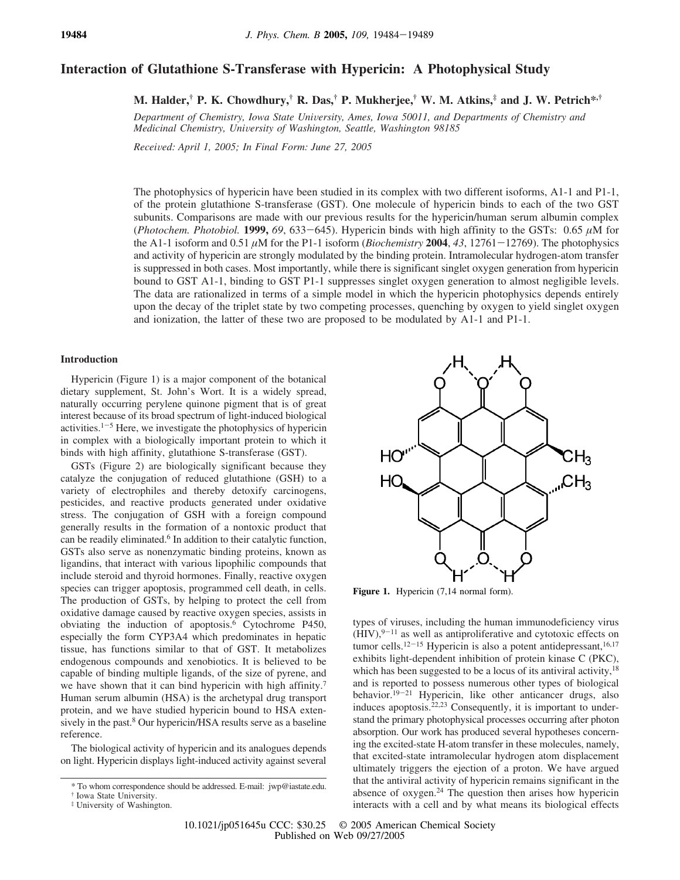# Interaction of Glutathione S-Transferase with Hypericin: A Photophysical Study

**M. Halder,[†] P. K. Chowdhury,[†] R. Das,[†] P. Mukherjee,[†] W. M. Atkins,[‡] and J. W. Petrich*[,†]**

*Department of Chemistry, Iowa State University, Ames, Iowa 50011, and Departments of Chemistry and Medicinal Chemistry, University of Washington, Seattle, Washington 98185*

*Received: April 1, 2005; In Final Form: June 27, 2005*

The photophysics of hypericin have been studied in its complex with two different isoforms, A1-1 and P1-1, of the protein glutathione S-transferase (GST). One molecule of hypericin binds to each of the two GST subunits. Comparisons are made with our previous results for the hypericin/human serum albumin complex (*Photochem. Photobiol.* **1999,** *69*, 633−645). Hypericin binds with high affinity to the GSTs: 0.65 $\mu$M for the A1-1 isoform and 0.51 $\mu$M for the P1-1 isoform (*Biochemistry* **2004**, *43*, 12761−12769). The photophysics and activity of hypericin are strongly modulated by the binding protein. Intramolecular hydrogen-atom transfer is suppressed in both cases. Most importantly, while there is significant singlet oxygen generation from hypericin bound to GST A1-1, binding to GST P1-1 suppresses singlet oxygen generation to almost negligible levels. The data are rationalized in terms of a simple model in which the hypericin photophysics depends entirely upon the decay of the triplet state by two competing processes, quenching by oxygen to yield singlet oxygen and ionization, the latter of these two are proposed to be modulated by A1-1 and P1-1.

## Introduction

Hypericin (Figure 1) is a major component of the botanical dietary supplement, St. John's Wort. It is a widely spread, naturally occurring perylene quinone pigment that is of great interest because of its broad spectrum of light-induced biological activities.[1−5] Here, we investigate the photophysics of hypericin in complex with a biologically important protein to which it binds with high affinity, glutathione S-transferase (GST).

GSTs (Figure 2) are biologically significant because they catalyze the conjugation of reduced glutathione (GSH) to a variety of electrophiles and thereby detoxify carcinogens, pesticides, and reactive products generated under oxidative stress. The conjugation of GSH with a foreign compound generally results in the formation of a nontoxic product that can be readily eliminated.[6] In addition to their catalytic function, GSTs also serve as nonenzymatic binding proteins, known as ligandins, that interact with various lipophilic compounds that include steroid and thyroid hormones. Finally, reactive oxygen species can trigger apoptosis, programmed cell death, in cells. The production of GSTs, by helping to protect the cell from oxidative damage caused by reactive oxygen species, assists in obviating the induction of apoptosis.[6] Cytochrome P450, especially the form CYP3A4 which predominates in hepatic tissue, has functions similar to that of GST. It metabolizes endogenous compounds and xenobiotics. It is believed to be capable of binding multiple ligands, of the size of pyrene, and we have shown that it can bind hypericin with high affinity.[7] Human serum albumin (HSA) is the archetypal drug transport protein, and we have studied hypericin bound to HSA extensively in the past.[8] Our hypericin/HSA results serve as a baseline reference.

The biological activity of hypericin and its analogues depends on light. Hypericin displays light-induced activity against several types of viruses, including the human immunodeficiency virus (HIV),[9−11] as well as antiproliferative and cytotoxic effects on tumor cells.[12−15] Hypericin is also a potent antidepressant,[16,17] exhibits light-dependent inhibition of protein kinase C (PKC), which has been suggested to be a locus of its antiviral activity,[18] and is reported to possess numerous other types of biological behavior.[19−21] Hypericin, like other anticancer drugs, also induces apoptosis.[22,23] Consequently, it is important to understand the primary photophysical processes occurring after photon absorption. Our work has produced several hypotheses concerning the excited-state H-atom transfer in these molecules, namely, that excited-state intramolecular hydrogen atom displacement ultimately triggers the ejection of a proton. We have argued that the antiviral activity of hypericin remains significant in the absence of oxygen.[24] The question then arises how hypericin interacts with a cell and by what means its biological effects

**Figure 1.** Hypericin (7,14 normal form).

\* To whom correspondence should be addressed. E-mail: jwp@iastate.edu.
[†] Iowa State University.
[‡] University of Washington.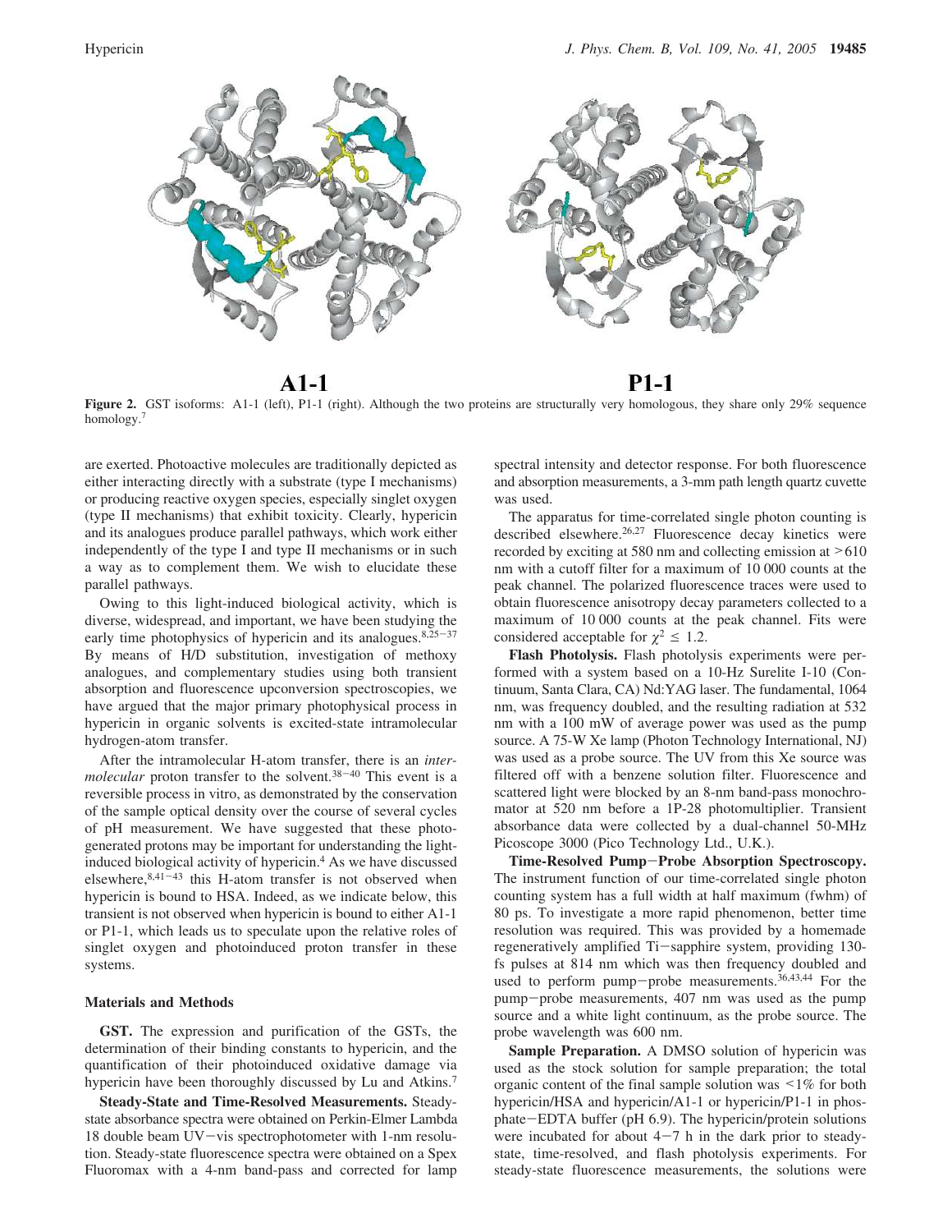**A1-1** **P1-1**

**Figure 2.** GST isoforms: A1-1 (left), P1-1 (right). Although the two proteins are structurally very homologous, they share only 29% sequence homology.[7]

are exerted. Photoactive molecules are traditionally depicted as either interacting directly with a substrate (type I mechanisms) or producing reactive oxygen species, especially singlet oxygen (type II mechanisms) that exhibit toxicity. Clearly, hypericin and its analogues produce parallel pathways, which work either independently of the type I and type II mechanisms or in such a way as to complement them. We wish to elucidate these parallel pathways.

Owing to this light-induced biological activity, which is diverse, widespread, and important, we have been studying the early time photophysics of hypericin and its analogues.[8,25–37] By means of H/D substitution, investigation of methoxy analogues, and complementary studies using both transient absorption and fluorescence upconversion spectroscopies, we have argued that the major primary photophysical process in hypericin in organic solvents is excited-state intramolecular hydrogen-atom transfer.

After the intramolecular H-atom transfer, there is an *intermolecular* proton transfer to the solvent.[38–40] This event is a reversible process in vitro, as demonstrated by the conservation of the sample optical density over the course of several cycles of pH measurement. We have suggested that these photogenerated protons may be important for understanding the light-induced biological activity of hypericin.[4] As we have discussed elsewhere,[8,41–43] this H-atom transfer is not observed when hypericin is bound to HSA. Indeed, as we indicate below, this transient is not observed when hypericin is bound to either A1-1 or P1-1, which leads us to speculate upon the relative roles of singlet oxygen and photoinduced proton transfer in these systems.

## Materials and Methods

**GST.** The expression and purification of the GSTs, the determination of their binding constants to hypericin, and the quantification of their photoinduced oxidative damage via hypericin have been thoroughly discussed by Lu and Atkins.[7]

**Steady-State and Time-Resolved Measurements.** Steady-state absorbance spectra were obtained on Perkin-Elmer Lambda 18 double beam UV–vis spectrophotometer with 1-nm resolution. Steady-state fluorescence spectra were obtained on a Spex Fluoromax with a 4-nm band-pass and corrected for lamp spectral intensity and detector response. For both fluorescence and absorption measurements, a 3-mm path length quartz cuvette was used.

The apparatus for time-correlated single photon counting is described elsewhere.[26,27] Fluorescence decay kinetics were recorded by exciting at 580 nm and collecting emission at >610 nm with a cutoff filter for a maximum of 10 000 counts at the peak channel. The polarized fluorescence traces were used to obtain fluorescence anisotropy decay parameters collected to a maximum of 10 000 counts at the peak channel. Fits were considered acceptable for $\chi^2 \leq 1.2$.

**Flash Photolysis.** Flash photolysis experiments were performed with a system based on a 10-Hz Surelite I-10 (Continuum, Santa Clara, CA) Nd:YAG laser. The fundamental, 1064 nm, was frequency doubled, and the resulting radiation at 532 nm with a 100 mW of average power was used as the pump source. A 75-W Xe lamp (Photon Technology International, NJ) was used as a probe source. The UV from this Xe source was filtered off with a benzene solution filter. Fluorescence and scattered light were blocked by an 8-nm band-pass monochromator at 520 nm before a 1P-28 photomultiplier. Transient absorbance data were collected by a dual-channel 50-MHz Picoscope 3000 (Pico Technology Ltd., U.K.).

**Time-Resolved Pump–Probe Absorption Spectroscopy.** The instrument function of our time-correlated single photon counting system has a full width at half maximum (fwhm) of 80 ps. To investigate a more rapid phenomenon, better time resolution was required. This was provided by a homemade regeneratively amplified Ti–sapphire system, providing 130-fs pulses at 814 nm which was then frequency doubled and used to perform pump–probe measurements.[36,43,44] For the pump–probe measurements, 407 nm was used as the pump source and a white light continuum, as the probe source. The probe wavelength was 600 nm.

**Sample Preparation.** A DMSO solution of hypericin was used as the stock solution for sample preparation; the total organic content of the final sample solution was <1% for both hypericin/HSA and hypericin/A1-1 or hypericin/P1-1 in phosphate–EDTA buffer (pH 6.9). The hypericin/protein solutions were incubated for about 4–7 h in the dark prior to steady-state, time-resolved, and flash photolysis experiments. For steady-state fluorescence measurements, the solutions were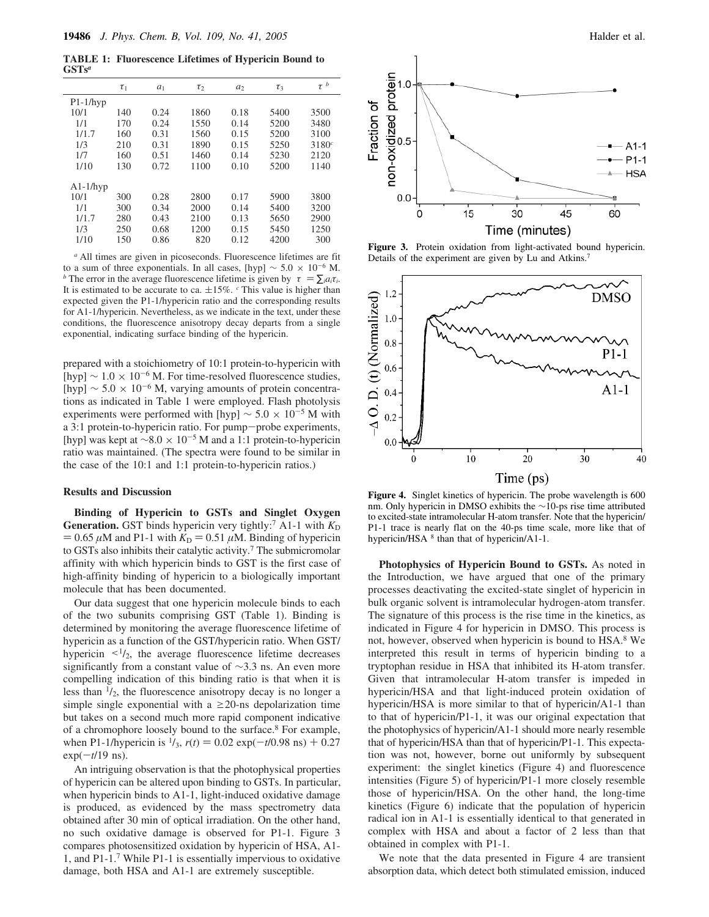**TABLE 1: Fluorescence Lifetimes of Hypericin Bound to GSTs**[a]

| | $\tau_1$ | $a_1$ | $\tau_2$ | $a_2$ | $\tau_3$ | $\tau$ [b] |
|---|---|---|---|---|---|---|
| P1-1/hyp | | | | | | |
| 10/1 | 140 | 0.24 | 1860 | 0.18 | 5400 | 3500 |
| 1/1 | 170 | 0.24 | 1550 | 0.14 | 5200 | 3480 |
| 1/1.7 | 160 | 0.31 | 1560 | 0.15 | 5200 | 3100 |
| 1/3 | 210 | 0.31 | 1890 | 0.15 | 5250 | 3180[c] |
| 1/7 | 160 | 0.51 | 1460 | 0.14 | 5230 | 2120 |
| 1/10 | 130 | 0.72 | 1100 | 0.10 | 5200 | 1140 |
| A1-1/hyp | | | | | | |
| 10/1 | 300 | 0.28 | 2800 | 0.17 | 5900 | 3800 |
| 1/1 | 300 | 0.34 | 2000 | 0.14 | 5400 | 3200 |
| 1/1.7 | 280 | 0.43 | 2100 | 0.13 | 5650 | 2900 |
| 1/3 | 250 | 0.68 | 1200 | 0.15 | 5450 | 1250 |
| 1/10 | 150 | 0.86 | 820 | 0.12 | 4200 | 300 |

[a] All times are given in picoseconds. Fluorescence lifetimes are fit to a sum of three exponentials. In all cases, [hyp] $\sim 5.0 \times 10^{-6}$ M. [b] The error in the average fluorescence lifetime is given by $\tau = \sum_i a_i \tau_i$. It is estimated to be accurate to ca. $\pm 15\%$. [c] This value is higher than expected given the P1-1/hypericin ratio and the corresponding results for A1-1/hypericin. Nevertheless, as we indicate in the text, under these conditions, the fluorescence anisotropy decay departs from a single exponential, indicating surface binding of the hypericin.

prepared with a stoichiometry of 10:1 protein-to-hypericin with [hyp] $\sim 1.0 \times 10^{-6}$ M. For time-resolved fluorescence studies, [hyp] $\sim 5.0 \times 10^{-6}$ M, varying amounts of protein concentrations as indicated in Table 1 were employed. Flash photolysis experiments were performed with [hyp] $\sim 5.0 \times 10^{-5}$ M with a 3:1 protein-to-hypericin ratio. For pump–probe experiments, [hyp] was kept at $\sim 8.0 \times 10^{-5}$ M and a 1:1 protein-to-hypericin ratio was maintained. (The spectra were found to be similar in the case of the 10:1 and 1:1 protein-to-hypericin ratios.)

## Results and Discussion

**Binding of Hypericin to GSTs and Singlet Oxygen Generation.** GST binds hypericin very tightly:[7] A1-1 with $K_D = 0.65\ \mu$M and P1-1 with $K_D = 0.51\ \mu$M. Binding of hypericin to GSTs also inhibits their catalytic activity.[7] The submicromolar affinity with which hypericin binds to GST is the first case of high-affinity binding of hypericin to a biologically important molecule that has been documented.

Our data suggest that one hypericin molecule binds to each of the two subunits comprising GST (Table 1). Binding is determined by monitoring the average fluorescence lifetime of hypericin as a function of the GST/hypericin ratio. When GST/hypericin $< 1/2$, the average fluorescence lifetime decreases significantly from a constant value of ~3.3 ns. An even more compelling indication of this binding ratio is that when it is less than $1/2$, the fluorescence anisotropy decay is no longer a simple single exponential with a $\geq$20-ns depolarization time but takes on a second much more rapid component indicative of a chromophore loosely bound to the surface.[8] For example, when P1-1/hypericin is $1/3$, $r(t) = 0.02 \exp(-t/0.98 \text{ ns}) + 0.27 \exp(-t/19 \text{ ns})$.

An intriguing observation is that the photophysical properties of hypericin can be altered upon binding to GSTs. In particular, when hypericin binds to A1-1, light-induced oxidative damage is produced, as evidenced by the mass spectrometry data obtained after 30 min of optical irradiation. On the other hand, no such oxidative damage is observed for P1-1. Figure 3 compares photosensitized oxidation by hypericin of HSA, A1-1, and P1-1.[7] While P1-1 is essentially impervious to oxidative damage, both HSA and A1-1 are extremely susceptible.

**Figure 3.** Protein oxidation from light-activated bound hypericin. Details of the experiment are given by Lu and Atkins.[7]

**Figure 4.** Singlet kinetics of hypericin. The probe wavelength is 600 nm. Only hypericin in DMSO exhibits the ~10-ps rise time attributed to excited-state intramolecular H-atom transfer. Note that the hypericin/P1-1 trace is nearly flat on the 40-ps time scale, more like that of hypericin/HSA [8] than that of hypericin/A1-1.

**Photophysics of Hypericin Bound to GSTs.** As noted in the Introduction, we have argued that one of the primary processes deactivating the excited-state singlet of hypericin in bulk organic solvent is intramolecular hydrogen-atom transfer. The signature of this process is the rise time in the kinetics, as indicated in Figure 4 for hypericin in DMSO. This process is not, however, observed when hypericin is bound to HSA.[8] We interpreted this result in terms of hypericin binding to a tryptophan residue in HSA that inhibited its H-atom transfer. Given that intramolecular H-atom transfer is impeded in hypericin/HSA and that light-induced protein oxidation of hypericin/HSA is more similar to that of hypericin/A1-1 than to that of hypericin/P1-1, it was our original expectation that the photophysics of hypericin/A1-1 should more nearly resemble that of hypericin/HSA than that of hypericin/P1-1. This expectation was not, however, borne out uniformly by subsequent experiment: the singlet kinetics (Figure 4) and fluorescence intensities (Figure 5) of hypericin/P1-1 more closely resemble those of hypericin/HSA. On the other hand, the long-time kinetics (Figure 6) indicate that the population of hypericin radical ion in A1-1 is essentially identical to that generated in complex with HSA and about a factor of 2 less than that obtained in complex with P1-1.

We note that the data presented in Figure 4 are transient absorption data, which detect both stimulated emission, induced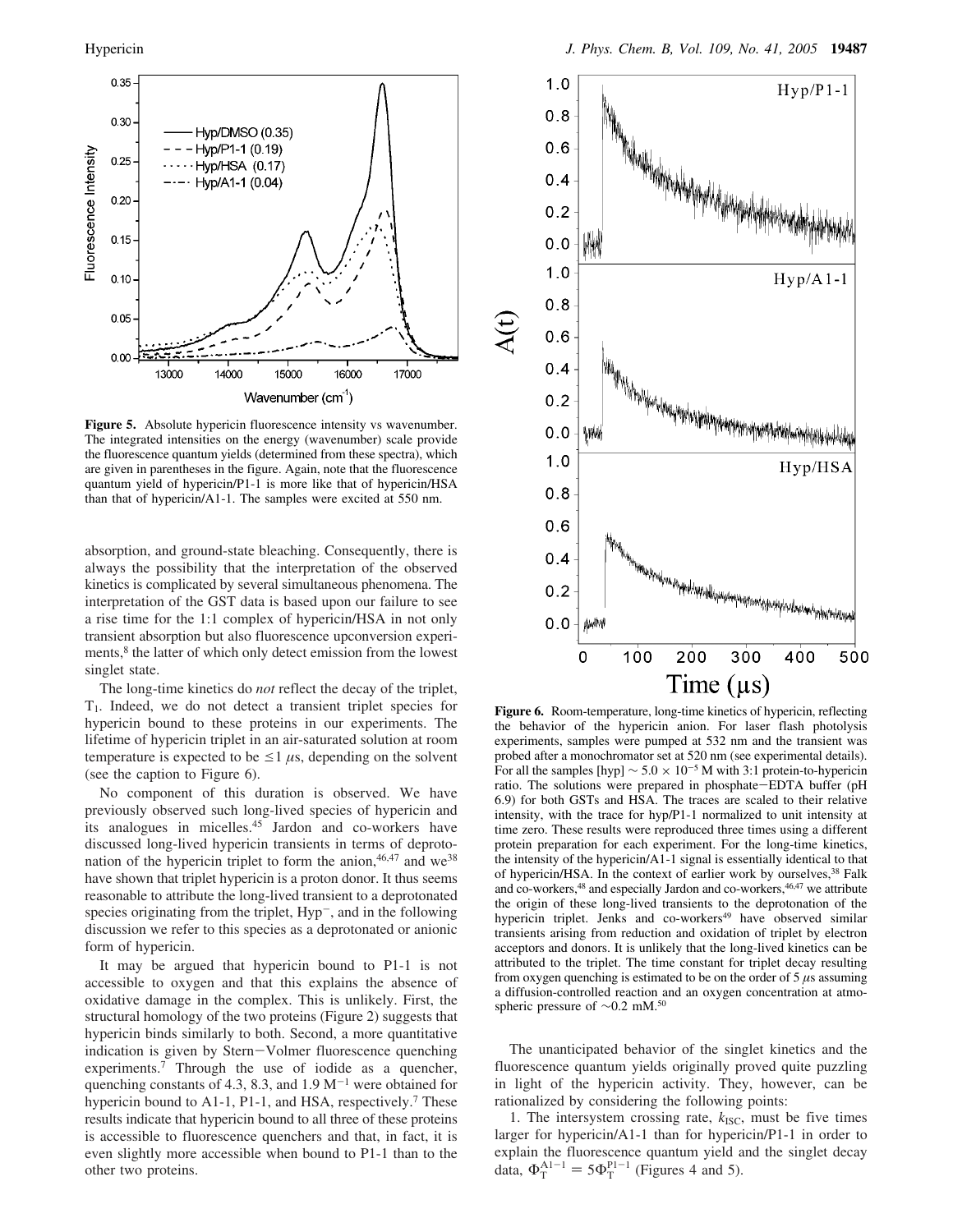**Figure 5.** Absolute hypericin fluorescence intensity vs wavenumber. The integrated intensities on the energy (wavenumber) scale provide the fluorescence quantum yields (determined from these spectra), which are given in parentheses in the figure. Again, note that the fluorescence quantum yield of hypericin/P1-1 is more like that of hypericin/HSA than that of hypericin/A1-1. The samples were excited at 550 nm.

absorption, and ground-state bleaching. Consequently, there is always the possibility that the interpretation of the observed kinetics is complicated by several simultaneous phenomena. The interpretation of the GST data is based upon our failure to see a rise time for the 1:1 complex of hypericin/HSA in not only transient absorption but also fluorescence upconversion experiments,[8] the latter of which only detect emission from the lowest singlet state.

The long-time kinetics do *not* reflect the decay of the triplet, $T_1$. Indeed, we do not detect a transient triplet species for hypericin bound to these proteins in our experiments. The lifetime of hypericin triplet in an air-saturated solution at room temperature is expected to be $\leq 1$ μs, depending on the solvent (see the caption to Figure 6).

No component of this duration is observed. We have previously observed such long-lived species of hypericin and its analogues in micelles.[45] Jardon and co-workers have discussed long-lived hypericin transients in terms of deprotonation of the hypericin triplet to form the anion,[46,47] and we[38] have shown that triplet hypericin is a proton donor. It thus seems reasonable to attribute the long-lived transient to a deprotonated species originating from the triplet, $Hyp^-$, and in the following discussion we refer to this species as a deprotonated or anionic form of hypericin.

It may be argued that hypericin bound to P1-1 is not accessible to oxygen and that this explains the absence of oxidative damage in the complex. This is unlikely. First, the structural homology of the two proteins (Figure 2) suggests that hypericin binds similarly to both. Second, a more quantitative indication is given by Stern–Volmer fluorescence quenching experiments.[7] Through the use of iodide as a quencher, quenching constants of 4.3, 8.3, and 1.9 $M^{-1}$ were obtained for hypericin bound to A1-1, P1-1, and HSA, respectively.[7] These results indicate that hypericin bound to all three of these proteins is accessible to fluorescence quenchers and that, in fact, it is even slightly more accessible when bound to P1-1 than to the other two proteins.

**Figure 6.** Room-temperature, long-time kinetics of hypericin, reflecting the behavior of the hypericin anion. For laser flash photolysis experiments, samples were pumped at 532 nm and the transient was probed after a monochromator set at 520 nm (see experimental details). For all the samples [hyp] ~ $5.0 \times 10^{-5}$ M with 3:1 protein-to-hypericin ratio. The solutions were prepared in phosphate–EDTA buffer (pH 6.9) for both GSTs and HSA. The traces are scaled to their relative intensity, with the trace for hyp/P1-1 normalized to unit intensity at time zero. These results were reproduced three times using a different protein preparation for each experiment. For the long-time kinetics, the intensity of the hypericin/A1-1 signal is essentially identical to that of hypericin/HSA. In the context of earlier work by ourselves,[38] Falk and co-workers,[48] and especially Jardon and co-workers,[46,47] we attribute the origin of these long-lived transients to the deprotonation of the hypericin triplet. Jenks and co-workers[49] have observed similar transients arising from reduction and oxidation of triplet by electron acceptors and donors. It is unlikely that the long-lived kinetics can be attributed to the triplet. The time constant for triplet decay resulting from oxygen quenching is estimated to be on the order of 5 μs assuming a diffusion-controlled reaction and an oxygen concentration at atmospheric pressure of ~0.2 mM.[50]

The unanticipated behavior of the singlet kinetics and the fluorescence quantum yields originally proved quite puzzling in light of the hypericin activity. They, however, can be rationalized by considering the following points:

1. The intersystem crossing rate, $k_{ISC}$, must be five times larger for hypericin/A1-1 than for hypericin/P1-1 in order to explain the fluorescence quantum yield and the singlet decay data, $\Phi_T^{A1-1} = 5\Phi_T^{P1-1}$ (Figures 4 and 5).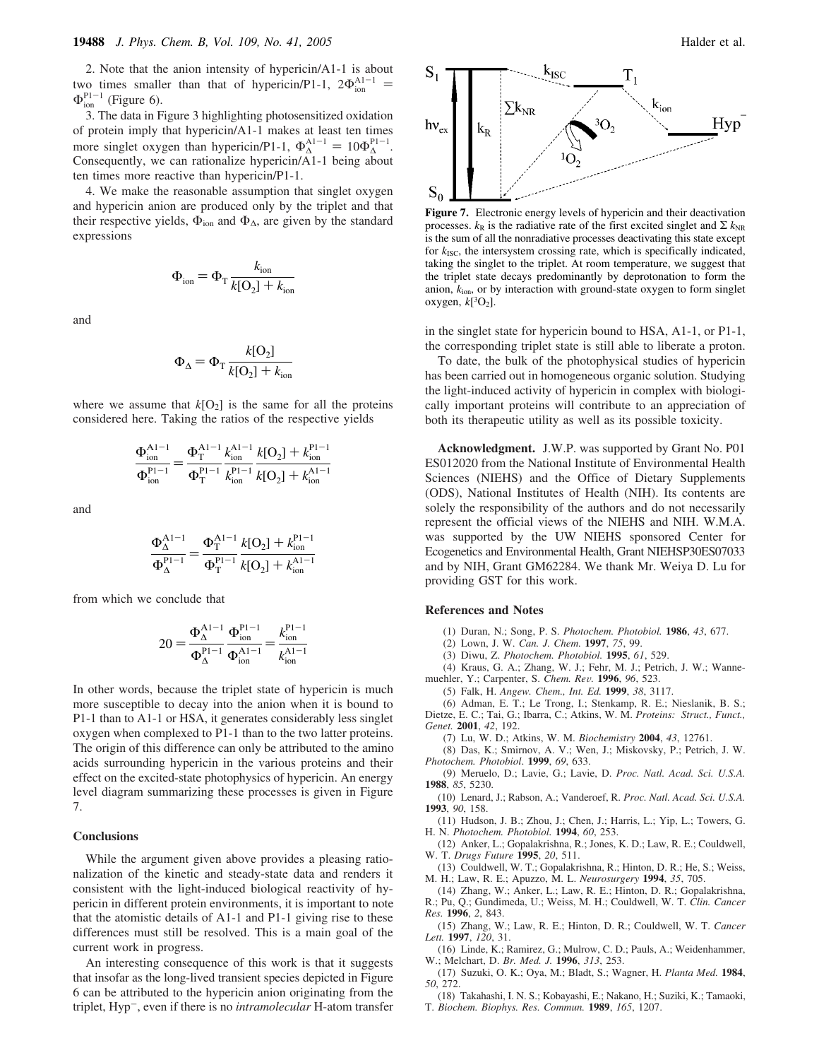2. Note that the anion intensity of hypericin/A1-1 is about two times smaller than that of hypericin/P1-1, $2\Phi_{\text{ion}}^{\text{A1-1}} = \Phi_{\text{ion}}^{\text{P1-1}}$ (Figure 6).

3. The data in Figure 3 highlighting photosensitized oxidation of protein imply that hypericin/A1-1 makes at least ten times more singlet oxygen than hypericin/P1-1, $\Phi_{\Delta}^{\text{A1-1}} = 10\Phi_{\Delta}^{\text{P1-1}}$. Consequently, we can rationalize hypericin/A1-1 being about ten times more reactive than hypericin/P1-1.

4. We make the reasonable assumption that singlet oxygen and hypericin anion are produced only by the triplet and that their respective yields, $\Phi_{\text{ion}}$ and $\Phi_{\Delta}$, are given by the standard expressions

$$\Phi_{\text{ion}} = \Phi_{\text{T}} \frac{k_{\text{ion}}}{k[\text{O}_2] + k_{\text{ion}}}$$

and

$$\Phi_{\Delta} = \Phi_{\text{T}} \frac{k[\text{O}_2]}{k[\text{O}_2] + k_{\text{ion}}}$$

where we assume that $k[\text{O}_2]$ is the same for all the proteins considered here. Taking the ratios of the respective yields

$$\frac{\Phi_{\text{ion}}^{\text{A1-1}}}{\Phi_{\text{ion}}^{\text{P1-1}}} = \frac{\Phi_{\text{T}}^{\text{A1-1}}}{\Phi_{\text{T}}^{\text{P1-1}}} \frac{k_{\text{ion}}^{\text{A1-1}}}{k_{\text{ion}}^{\text{P1-1}}} \frac{k[\text{O}_2] + k_{\text{ion}}^{\text{P1-1}}}{k[\text{O}_2] + k_{\text{ion}}^{\text{A1-1}}}$$

and

$$\frac{\Phi_{\Delta}^{\text{A1-1}}}{\Phi_{\Delta}^{\text{P1-1}}} = \frac{\Phi_{\text{T}}^{\text{A1-1}}}{\Phi_{\text{T}}^{\text{P1-1}}} \frac{k[\text{O}_2] + k_{\text{ion}}^{\text{P1-1}}}{k[\text{O}_2] + k_{\text{ion}}^{\text{A1-1}}}$$

from which we conclude that

$$20 = \frac{\Phi_{\Delta}^{\text{A1-1}}}{\Phi_{\Delta}^{\text{P1-1}}} \frac{\Phi_{\text{ion}}^{\text{P1-1}}}{\Phi_{\text{ion}}^{\text{A1-1}}} = \frac{k_{\text{ion}}^{\text{P1-1}}}{k_{\text{ion}}^{\text{A1-1}}}$$

In other words, because the triplet state of hypericin is much more susceptible to decay into the anion when it is bound to P1-1 than to A1-1 or HSA, it generates considerably less singlet oxygen when complexed to P1-1 than to the two latter proteins. The origin of this difference can only be attributed to the amino acids surrounding hypericin in the various proteins and their effect on the excited-state photophysics of hypericin. An energy level diagram summarizing these processes is given in Figure 7.

**Figure 7.** Electronic energy levels of hypericin and their deactivation processes. $k_R$ is the radiative rate of the first excited singlet and $\Sigma\, k_{NR}$ is the sum of all the nonradiative processes deactivating this state except for $k_{ISC}$, the intersystem crossing rate, which is specifically indicated, taking the singlet to the triplet. At room temperature, we suggest that the triplet state decays predominantly by deprotonation to form the anion, $k_{ion}$, or by interaction with ground-state oxygen to form singlet oxygen, $k[^3\text{O}_2]$.

## Conclusions

While the argument given above provides a pleasing rationalization of the kinetic and steady-state data and renders it consistent with the light-induced biological reactivity of hypericin in different protein environments, it is important to note that the atomistic details of A1-1 and P1-1 giving rise to these differences must still be resolved. This is a main goal of the current work in progress.

An interesting consequence of this work is that it suggests that insofar as the long-lived transient species depicted in Figure 6 can be attributed to the hypericin anion originating from the triplet, Hyp$^-$, even if there is no *intramolecular* H-atom transfer in the singlet state for hypericin bound to HSA, A1-1, or P1-1, the corresponding triplet state is still able to liberate a proton.

To date, the bulk of the photophysical studies of hypericin has been carried out in homogeneous organic solution. Studying the light-induced activity of hypericin in complex with biologically important proteins will contribute to an appreciation of both its therapeutic utility as well as its possible toxicity.

**Acknowledgment.** J.W.P. was supported by Grant No. P01 ES012020 from the National Institute of Environmental Health Sciences (NIEHS) and the Office of Dietary Supplements (ODS), National Institutes of Health (NIH). Its contents are solely the responsibility of the authors and do not necessarily represent the official views of the NIEHS and NIH. W.M.A. was supported by the UW NIEHS sponsored Center for Ecogenetics and Environmental Health, Grant NIEHSP30ES07033 and by NIH, Grant GM62284. We thank Mr. Weiya D. Lu for providing GST for this work.

## References and Notes

(1) Duran, N.; Song, P. S. *Photochem. Photobiol.* **1986**, *43*, 677.
(2) Lown, J. W. *Can. J. Chem.* **1997**, *75*, 99.
(3) Diwu, Z. *Photochem. Photobiol.* **1995**, *61*, 529.
(4) Kraus, G. A.; Zhang, W. J.; Fehr, M. J.; Petrich, J. W.; Wannemuehler, Y.; Carpenter, S. *Chem. Rev.* **1996**, *96*, 523.
(5) Falk, H. *Angew. Chem., Int. Ed.* **1999**, *38*, 3117.
(6) Adman, E. T.; Le Trong, I.; Stenkamp, R. E.; Nieslanik, B. S.; Dietze, E. C.; Tai, G.; Ibarra, C.; Atkins, W. M. *Proteins: Struct., Funct., Genet.* **2001**, *42*, 192.
(7) Lu, W. D.; Atkins, W. M. *Biochemistry* **2004**, *43*, 12761.
(8) Das, K.; Smirnov, A. V.; Wen, J.; Miskovsky, P.; Petrich, J. W. *Photochem. Photobiol*. **1999**, *69*, 633.
(9) Meruelo, D.; Lavie, G.; Lavie, D. *Proc. Natl. Acad. Sci. U.S.A.* **1988**, *85*, 5230.
(10) Lenard, J.; Rabson, A.; Vanderoef, R. *Proc. Natl. Acad. Sci. U.S.A.* **1993**, *90*, 158.
(11) Hudson, J. B.; Zhou, J.; Chen, J.; Harris, L.; Yip, L.; Towers, G. H. N. *Photochem. Photobiol.* **1994**, *60*, 253.
(12) Anker, L.; Gopalakrishna, R.; Jones, K. D.; Law, R. E.; Couldwell, W. T. *Drugs Future* **1995**, *20*, 511.
(13) Couldwell, W. T.; Gopalakrishna, R.; Hinton, D. R.; He, S.; Weiss, M. H.; Law, R. E.; Apuzzo, M. L. *Neurosurgery* **1994**, *35*, 705.
(14) Zhang, W.; Anker, L.; Law, R. E.; Hinton, D. R.; Gopalakrishna, R.; Pu, Q.; Gundimeda, U.; Weiss, M. H.; Couldwell, W. T. *Clin. Cancer Res.* **1996**, *2*, 843.
(15) Zhang, W.; Law, R. E.; Hinton, D. R.; Couldwell, W. T. *Cancer Lett.* **1997**, *120*, 31.
(16) Linde, K.; Ramirez, G.; Mulrow, C. D.; Pauls, A.; Weidenhammer, W.; Melchart, D. *Br. Med. J.* **1996**, *313*, 253.
(17) Suzuki, O. K.; Oya, M.; Bladt, S.; Wagner, H. *Planta Med.* **1984**, *50*, 272.
(18) Takahashi, I. N. S.; Kobayashi, E.; Nakano, H.; Suziki, K.; Tamaoki, T. *Biochem. Biophys. Res. Commun.* **1989**, *165*, 1207.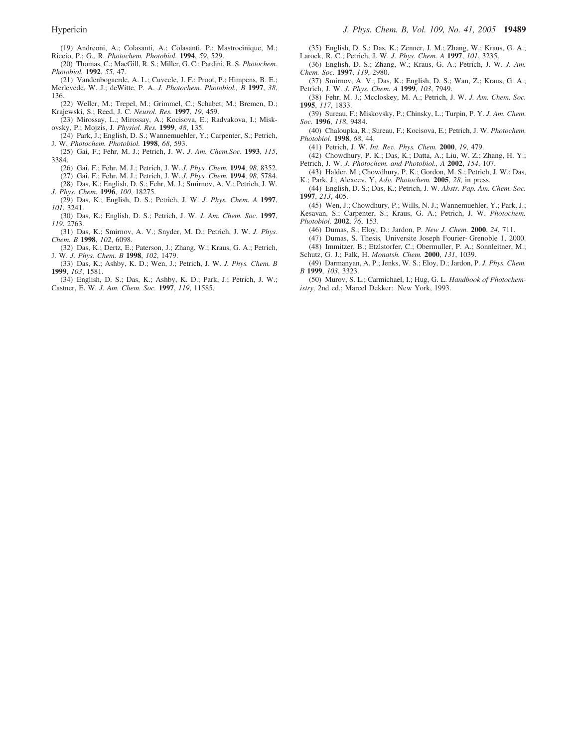(19) Andreoni, A.; Colasanti, A.; Colasanti, P.; Mastrocinique, M.; Riccio, P.; G., R. *Photochem. Photobiol.* **1994**, *59*, 529.

(20) Thomas, C.; MacGill, R. S.; Miller, G. C.; Pardini, R. S. *Photochem. Photobiol.* **1992**, *55*, 47.

(21) Vandenbogaerde, A. L.; Cuveele, J. F.; Proot, P.; Himpens, B. E.; Merlevede, W. J.; deWitte, P. A. *J. Photochem. Photobiol., B* **1997**, *38*, 136.

(22) Weller, M.; Trepel, M.; Grimmel, C.; Schabet, M.; Bremen, D.; Krajewski, S.; Reed, J. C. *Neurol. Res.* **1997**, *19*, 459.

(23) Mirossay, L.; Mirossay, A.; Kocisova, E.; Radvakova, I.; Miskovsky, P.; Mojzis, J. *Physiol. Res.* **1999**, *48*, 135.

(24) Park, J.; English, D. S.; Wannemuehler, Y.; Carpenter, S.; Petrich, J. W. *Photochem. Photobiol.* **1998**, *68*, 593.

(25) Gai, F.; Fehr, M. J.; Petrich, J. W. *J. Am. Chem.Soc.* **1993**, *115*, 3384.

(26) Gai, F.; Fehr, M. J.; Petrich, J. W. *J. Phys. Chem.* **1994**, *98*, 8352.

(27) Gai, F.; Fehr, M. J.; Petrich, J. W. *J. Phys. Chem.* **1994**, *98*, 5784.

(28) Das, K.; English, D. S.; Fehr, M. J.; Smirnov, A. V.; Petrich, J. W. *J. Phys. Chem.* **1996**, *100*, 18275.

(29) Das, K.; English, D. S.; Petrich, J. W. *J. Phys. Chem. A* **1997**, *101*, 3241.

(30) Das, K.; English, D. S.; Petrich, J. W. *J. Am. Chem. Soc.* **1997**, *119*, 2763.

(31) Das, K.; Smirnov, A. V.; Snyder, M. D.; Petrich, J. W. *J. Phys. Chem. B* **1998**, *102*, 6098.

(32) Das, K.; Dertz, E.; Paterson, J.; Zhang, W.; Kraus, G. A.; Petrich, J. W. *J. Phys. Chem. B* **1998**, *102*, 1479.

(33) Das, K.; Ashby, K. D.; Wen, J.; Petrich, J. W. *J. Phys. Chem. B* **1999**, *103*, 1581.

(34) English, D. S.; Das, K.; Ashby, K. D.; Park, J.; Petrich, J. W.; Castner, E. W. *J. Am. Chem. Soc.* **1997**, *119*, 11585.

(35) English, D. S.; Das, K.; Zenner, J. M.; Zhang, W.; Kraus, G. A.; Larock, R. C.; Petrich, J. W. *J. Phys. Chem. A* **1997**, *101*, 3235.

(36) English, D. S.; Zhang, W.; Kraus, G. A.; Petrich, J. W. *J. Am. Chem. Soc.* **1997**, *119*, 2980.

(37) Smirnov, A. V.; Das, K.; English, D. S.; Wan, Z.; Kraus, G. A.; Petrich, J. W. *J. Phys. Chem. A* **1999**, *103*, 7949.

(38) Fehr, M. J.; Mccloskey, M. A.; Petrich, J. W. *J. Am. Chem. Soc.* **1995**, *117*, 1833.

(39) Sureau, F.; Miskovsky, P.; Chinsky, L.; Turpin, P. Y. *J. Am. Chem. Soc.* **1996**, *118*, 9484.

(40) Chaloupka, R.; Sureau, F.; Kocisova, E.; Petrich, J. W. *Photochem. Photobiol.* **1998**, *68*, 44.

(41) Petrich, J. W. *Int. Rev. Phys. Chem.* **2000**, *19*, 479.

(42) Chowdhury, P. K.; Das, K.; Datta, A.; Liu, W. Z.; Zhang, H. Y.; Petrich, J. W. *J. Photochem. and Photobiol., A* **2002**, *154*, 107.

(43) Halder, M.; Chowdhury, P. K.; Gordon, M. S.; Petrich, J. W.; Das, K.; Park, J.; Alexeev, Y. *Adv. Photochem.* **2005**, *28*, in press.

(44) English, D. S.; Das, K.; Petrich, J. W. *Abstr. Pap. Am. Chem. Soc.* **1997**, *213*, 405.

(45) Wen, J.; Chowdhury, P.; Wills, N. J.; Wannemuehler, Y.; Park, J.; Kesavan, S.; Carpenter, S.; Kraus, G. A.; Petrich, J. W. *Photochem. Photobiol.* **2002**, *76*, 153.

(46) Dumas, S.; Eloy, D.; Jardon, P. *New J. Chem.* **2000**, *24*, 711.

(47) Dumas, S. Thesis*,* Universite Joseph Fourier- Grenoble 1, 2000.

(48) Immitzer, B.; Etzlstorfer, C.; Obermuller, P. A.; Sonnleitner, M.; Schutz, G. J.; Falk, H. *Monatsh. Chem.* **2000**, *131*, 1039.

(49) Darmanyan, A. P.; Jenks, W. S.; Eloy, D.; Jardon, P. *J. Phys. Chem. B* **1999**, *103*, 3323.

(50) Murov, S. L.; Carmichael, I.; Hug, G. L. *Handbook of Photochemistry,* 2nd ed.; Marcel Dekker: New York, 1993.